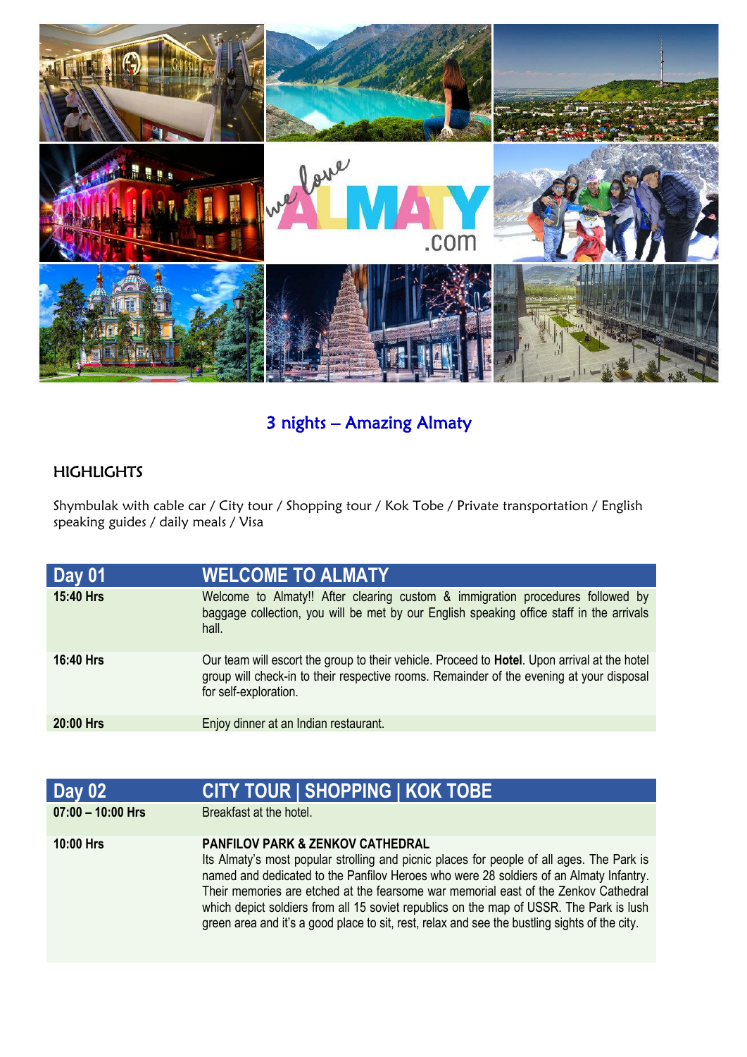## 3 nights – Amazing Almaty

### HIGHLIGHTS

Shymbulak with cable car / City tour / Shopping tour / Kok Tobe / Private transportation / English speaking guides / daily meals / Visa

| Day 01 | WELCOME TO ALMATY |
|---|---|
| **15:40 Hrs** | Welcome to Almaty!! After clearing custom & immigration procedures followed by baggage collection, you will be met by our English speaking office staff in the arrivals hall. |
| **16:40 Hrs** | Our team will escort the group to their vehicle. Proceed to **Hotel**. Upon arrival at the hotel group will check-in to their respective rooms. Remainder of the evening at your disposal for self-exploration. |
| **20:00 Hrs** | Enjoy dinner at an Indian restaurant. |

| Day 02 | CITY TOUR \| SHOPPING \| KOK TOBE |
|---|---|
| **07:00 – 10:00 Hrs** | Breakfast at the hotel. |
| **10:00 Hrs** | **PANFILOV PARK & ZENKOV CATHEDRAL** Its Almaty's most popular strolling and picnic places for people of all ages. The Park is named and dedicated to the Panfilov Heroes who were 28 soldiers of an Almaty Infantry. Their memories are etched at the fearsome war memorial east of the Zenkov Cathedral which depict soldiers from all 15 soviet republics on the map of USSR. The Park is lush green area and it's a good place to sit, rest, relax and see the bustling sights of the city. |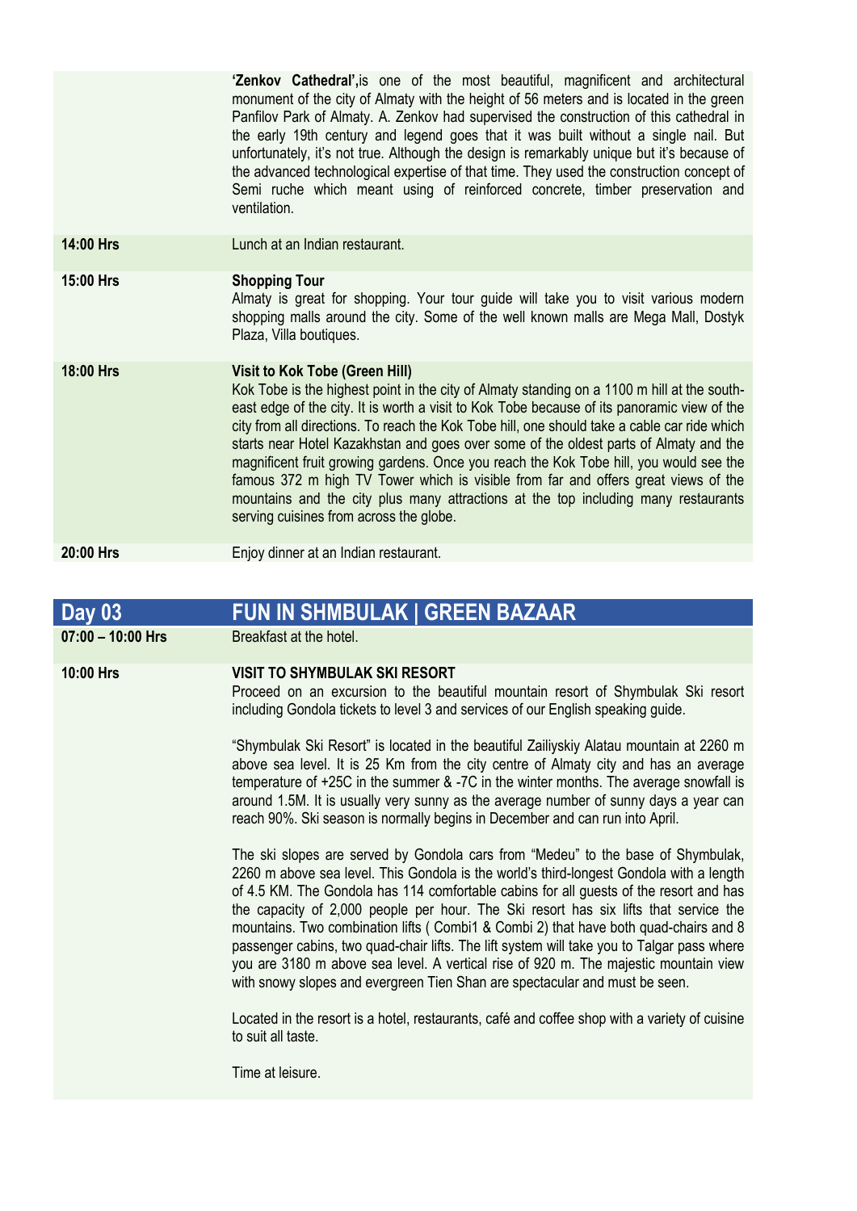| | |
|---|---|
| | **'Zenkov Cathedral',** is one of the most beautiful, magnificent and architectural monument of the city of Almaty with the height of 56 meters and is located in the green Panfilov Park of Almaty. A. Zenkov had supervised the construction of this cathedral in the early 19th century and legend goes that it was built without a single nail. But unfortunately, it's not true. Although the design is remarkably unique but it's because of the advanced technological expertise of that time. They used the construction concept of Semi ruche which meant using of reinforced concrete, timber preservation and ventilation. |
| **14:00 Hrs** | Lunch at an Indian restaurant. |
| **15:00 Hrs** | **Shopping Tour**<br>Almaty is great for shopping. Your tour guide will take you to visit various modern shopping malls around the city. Some of the well known malls are Mega Mall, Dostyk Plaza, Villa boutiques. |
| **18:00 Hrs** | **Visit to Kok Tobe (Green Hill)**<br>Kok Tobe is the highest point in the city of Almaty standing on a 1100 m hill at the south-east edge of the city. It is worth a visit to Kok Tobe because of its panoramic view of the city from all directions. To reach the Kok Tobe hill, one should take a cable car ride which starts near Hotel Kazakhstan and goes over some of the oldest parts of Almaty and the magnificent fruit growing gardens. Once you reach the Kok Tobe hill, you would see the famous 372 m high TV Tower which is visible from far and offers great views of the mountains and the city plus many attractions at the top including many restaurants serving cuisines from across the globe. |
| **20:00 Hrs** | Enjoy dinner at an Indian restaurant. |

## Day 03 FUN IN SHMBULAK | GREEN BAZAAR

| | |
|---|---|
| **07:00 – 10:00 Hrs** | Breakfast at the hotel. |
| **10:00 Hrs** | **VISIT TO SHYMBULAK SKI RESORT**<br>Proceed on an excursion to the beautiful mountain resort of Shymbulak Ski resort including Gondola tickets to level 3 and services of our English speaking guide.<br><br>"Shymbulak Ski Resort" is located in the beautiful Zailiyskiy Alatau mountain at 2260 m above sea level. It is 25 Km from the city centre of Almaty city and has an average temperature of +25C in the summer & -7C in the winter months. The average snowfall is around 1.5M. It is usually very sunny as the average number of sunny days a year can reach 90%. Ski season is normally begins in December and can run into April.<br><br>The ski slopes are served by Gondola cars from "Medeu" to the base of Shymbulak, 2260 m above sea level. This Gondola is the world's third-longest Gondola with a length of 4.5 KM. The Gondola has 114 comfortable cabins for all guests of the resort and has the capacity of 2,000 people per hour. The Ski resort has six lifts that service the mountains. Two combination lifts ( Combi1 & Combi 2) that have both quad-chairs and 8 passenger cabins, two quad-chair lifts. The lift system will take you to Talgar pass where you are 3180 m above sea level. A vertical rise of 920 m. The majestic mountain view with snowy slopes and evergreen Tien Shan are spectacular and must be seen.<br><br>Located in the resort is a hotel, restaurants, café and coffee shop with a variety of cuisine to suit all taste.<br><br>Time at leisure. |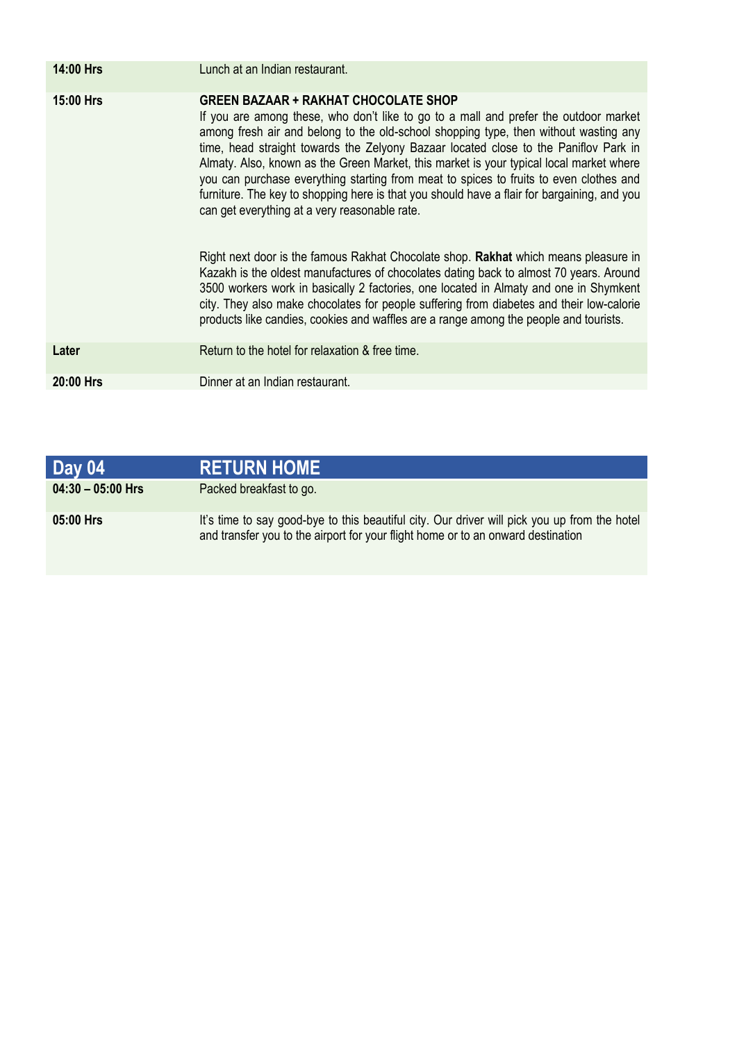| | |
|---|---|
| **14:00 Hrs** | Lunch at an Indian restaurant. |
| **15:00 Hrs** | **GREEN BAZAAR + RAKHAT CHOCOLATE SHOP**<br>If you are among these, who don't like to go to a mall and prefer the outdoor market among fresh air and belong to the old-school shopping type, then without wasting any time, head straight towards the Zelyony Bazaar located close to the Paniflov Park in Almaty. Also, known as the Green Market, this market is your typical local market where you can purchase everything starting from meat to spices to fruits to even clothes and furniture. The key to shopping here is that you should have a flair for bargaining, and you can get everything at a very reasonable rate.<br><br>Right next door is the famous Rakhat Chocolate shop. **Rakhat** which means pleasure in Kazakh is the oldest manufactures of chocolates dating back to almost 70 years. Around 3500 workers work in basically 2 factories, one located in Almaty and one in Shymkent city. They also make chocolates for people suffering from diabetes and their low-calorie products like candies, cookies and waffles are a range among the people and tourists. |
| **Later** | Return to the hotel for relaxation & free time. |
| **20:00 Hrs** | Dinner at an Indian restaurant. |

| **Day 04** | **RETURN HOME** |
|---|---|
| **04:30 – 05:00 Hrs** | Packed breakfast to go. |
| **05:00 Hrs** | It's time to say good-bye to this beautiful city. Our driver will pick you up from the hotel and transfer you to the airport for your flight home or to an onward destination |